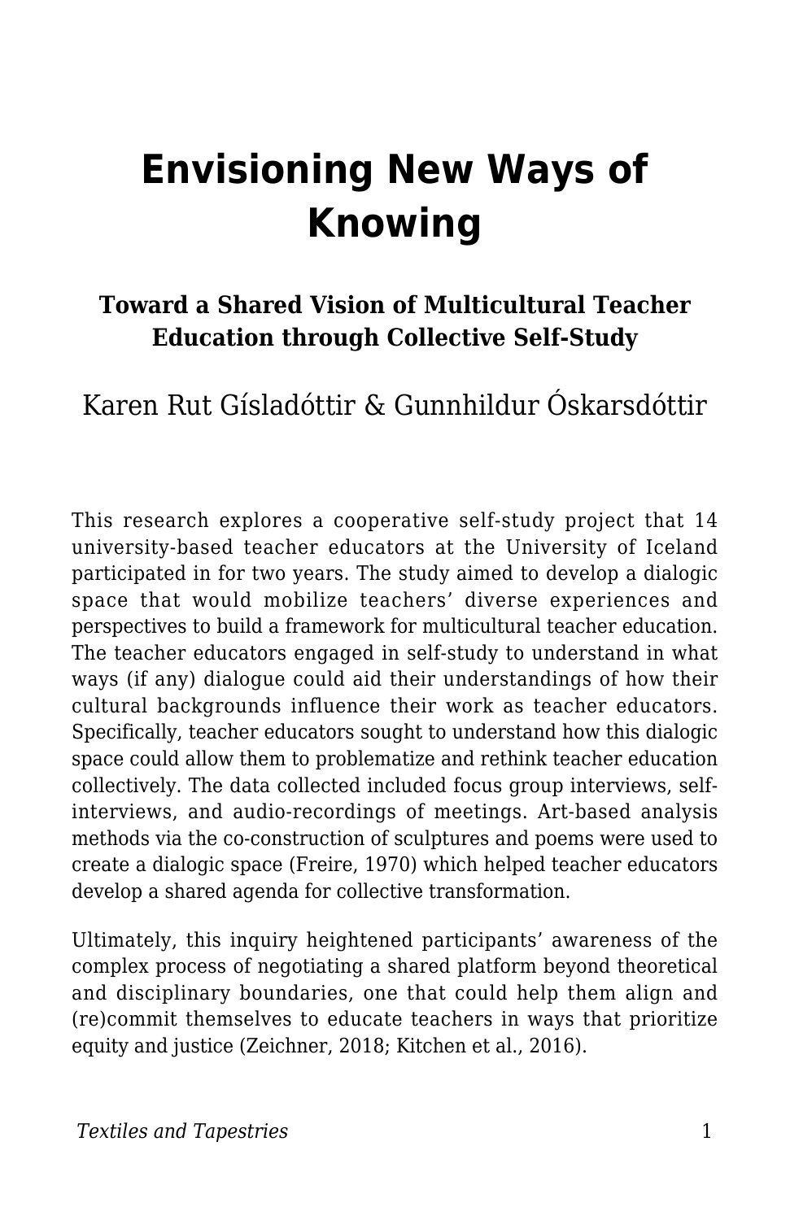# Envisioning New Ways of Knowing

### Toward a Shared Vision of Multicultural Teacher Education through Collective Self-Study

Karen Rut Gísladóttir & Gunnhildur Óskarsdóttir

This research explores a cooperative self-study project that 14 university-based teacher educators at the University of Iceland participated in for two years. The study aimed to develop a dialogic space that would mobilize teachers' diverse experiences and perspectives to build a framework for multicultural teacher education. The teacher educators engaged in self-study to understand in what ways (if any) dialogue could aid their understandings of how their cultural backgrounds influence their work as teacher educators. Specifically, teacher educators sought to understand how this dialogic space could allow them to problematize and rethink teacher education collectively. The data collected included focus group interviews, self-interviews, and audio-recordings of meetings. Art-based analysis methods via the co-construction of sculptures and poems were used to create a dialogic space (Freire, 1970) which helped teacher educators develop a shared agenda for collective transformation.

Ultimately, this inquiry heightened participants' awareness of the complex process of negotiating a shared platform beyond theoretical and disciplinary boundaries, one that could help them align and (re)commit themselves to educate teachers in ways that prioritize equity and justice (Zeichner, 2018; Kitchen et al., 2016).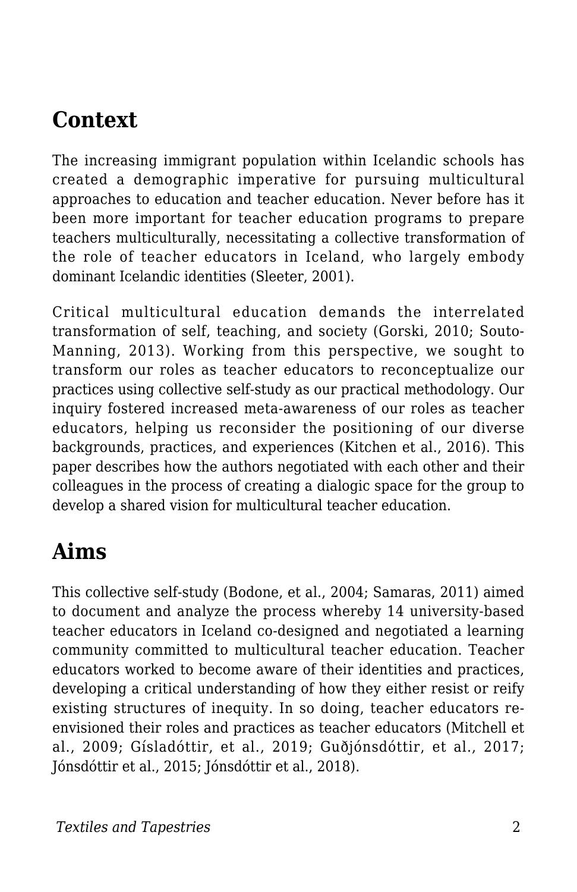## Context

The increasing immigrant population within Icelandic schools has created a demographic imperative for pursuing multicultural approaches to education and teacher education. Never before has it been more important for teacher education programs to prepare teachers multiculturally, necessitating a collective transformation of the role of teacher educators in Iceland, who largely embody dominant Icelandic identities (Sleeter, 2001).

Critical multicultural education demands the interrelated transformation of self, teaching, and society (Gorski, 2010; Souto-Manning, 2013). Working from this perspective, we sought to transform our roles as teacher educators to reconceptualize our practices using collective self-study as our practical methodology. Our inquiry fostered increased meta-awareness of our roles as teacher educators, helping us reconsider the positioning of our diverse backgrounds, practices, and experiences (Kitchen et al., 2016). This paper describes how the authors negotiated with each other and their colleagues in the process of creating a dialogic space for the group to develop a shared vision for multicultural teacher education.

## Aims

This collective self-study (Bodone, et al., 2004; Samaras, 2011) aimed to document and analyze the process whereby 14 university-based teacher educators in Iceland co-designed and negotiated a learning community committed to multicultural teacher education. Teacher educators worked to become aware of their identities and practices, developing a critical understanding of how they either resist or reify existing structures of inequity. In so doing, teacher educators re-envisioned their roles and practices as teacher educators (Mitchell et al., 2009; Gísladóttir, et al., 2019; Guðjónsdóttir, et al., 2017; Jónsdóttir et al., 2015; Jónsdóttir et al., 2018).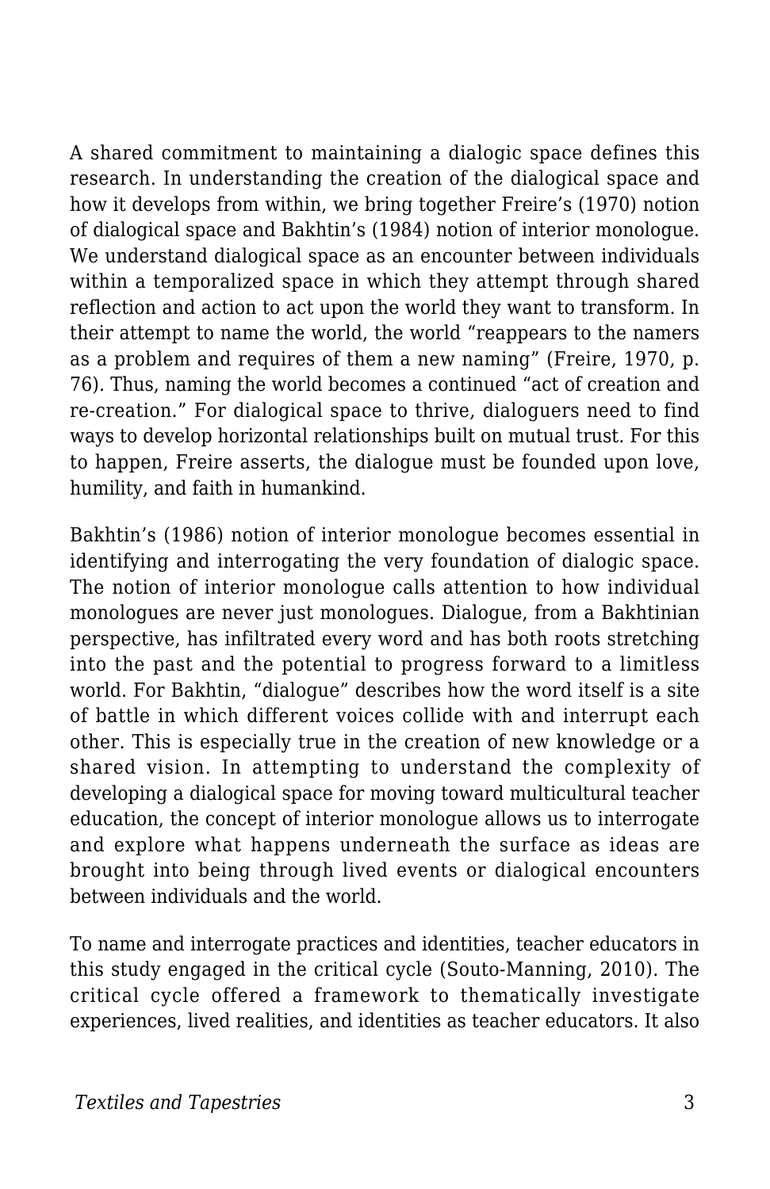A shared commitment to maintaining a dialogic space defines this research. In understanding the creation of the dialogical space and how it develops from within, we bring together Freire's (1970) notion of dialogical space and Bakhtin's (1984) notion of interior monologue. We understand dialogical space as an encounter between individuals within a temporalized space in which they attempt through shared reflection and action to act upon the world they want to transform. In their attempt to name the world, the world "reappears to the namers as a problem and requires of them a new naming" (Freire, 1970, p. 76). Thus, naming the world becomes a continued "act of creation and re-creation." For dialogical space to thrive, dialoguers need to find ways to develop horizontal relationships built on mutual trust. For this to happen, Freire asserts, the dialogue must be founded upon love, humility, and faith in humankind.

Bakhtin's (1986) notion of interior monologue becomes essential in identifying and interrogating the very foundation of dialogic space. The notion of interior monologue calls attention to how individual monologues are never just monologues. Dialogue, from a Bakhtinian perspective, has infiltrated every word and has both roots stretching into the past and the potential to progress forward to a limitless world. For Bakhtin, "dialogue" describes how the word itself is a site of battle in which different voices collide with and interrupt each other. This is especially true in the creation of new knowledge or a shared vision. In attempting to understand the complexity of developing a dialogical space for moving toward multicultural teacher education, the concept of interior monologue allows us to interrogate and explore what happens underneath the surface as ideas are brought into being through lived events or dialogical encounters between individuals and the world.

To name and interrogate practices and identities, teacher educators in this study engaged in the critical cycle (Souto-Manning, 2010). The critical cycle offered a framework to thematically investigate experiences, lived realities, and identities as teacher educators. It also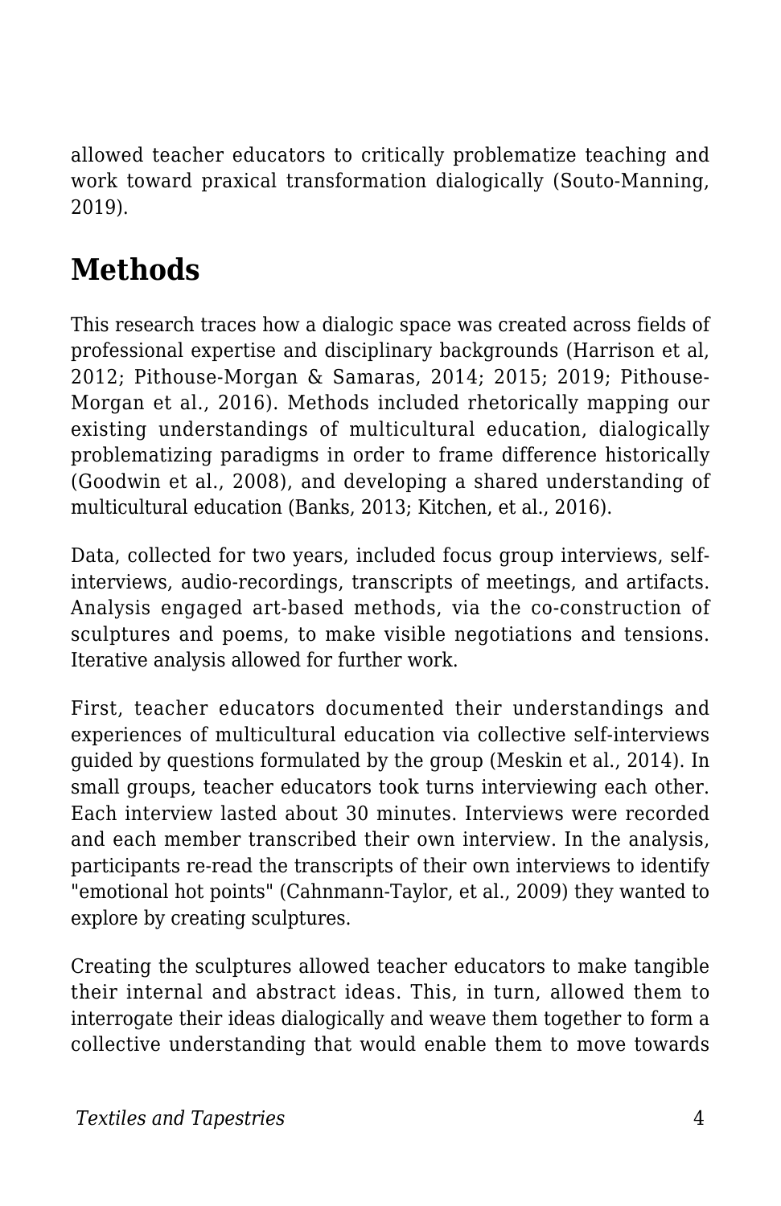allowed teacher educators to critically problematize teaching and work toward praxical transformation dialogically (Souto-Manning, 2019).

## Methods

This research traces how a dialogic space was created across fields of professional expertise and disciplinary backgrounds (Harrison et al, 2012; Pithouse-Morgan & Samaras, 2014; 2015; 2019; Pithouse-Morgan et al., 2016). Methods included rhetorically mapping our existing understandings of multicultural education, dialogically problematizing paradigms in order to frame difference historically (Goodwin et al., 2008), and developing a shared understanding of multicultural education (Banks, 2013; Kitchen, et al., 2016).

Data, collected for two years, included focus group interviews, self-interviews, audio-recordings, transcripts of meetings, and artifacts. Analysis engaged art-based methods, via the co-construction of sculptures and poems, to make visible negotiations and tensions. Iterative analysis allowed for further work.

First, teacher educators documented their understandings and experiences of multicultural education via collective self-interviews guided by questions formulated by the group (Meskin et al., 2014). In small groups, teacher educators took turns interviewing each other. Each interview lasted about 30 minutes. Interviews were recorded and each member transcribed their own interview. In the analysis, participants re-read the transcripts of their own interviews to identify "emotional hot points" (Cahnmann-Taylor, et al., 2009) they wanted to explore by creating sculptures.

Creating the sculptures allowed teacher educators to make tangible their internal and abstract ideas. This, in turn, allowed them to interrogate their ideas dialogically and weave them together to form a collective understanding that would enable them to move towards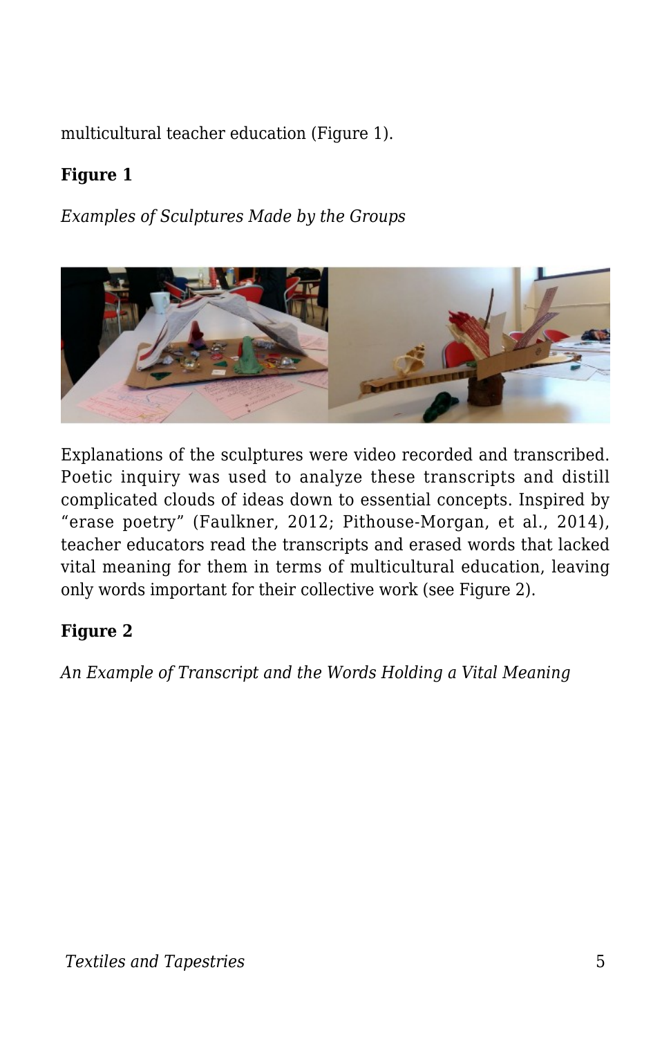multicultural teacher education (Figure 1).

**Figure 1**

*Examples of Sculptures Made by the Groups*

Explanations of the sculptures were video recorded and transcribed. Poetic inquiry was used to analyze these transcripts and distill complicated clouds of ideas down to essential concepts. Inspired by "erase poetry" (Faulkner, 2012; Pithouse-Morgan, et al., 2014), teacher educators read the transcripts and erased words that lacked vital meaning for them in terms of multicultural education, leaving only words important for their collective work (see Figure 2).

**Figure 2**

*An Example of Transcript and the Words Holding a Vital Meaning*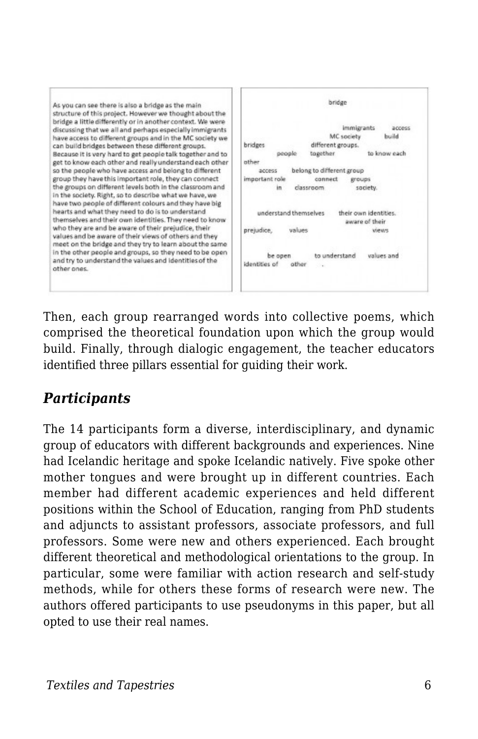As you can see there is also a bridge as the main structure of this project. However we thought about the bridge a little differently or in another context. We were discussing that we all and perhaps especially immigrants have access to different groups and in the MC society we can build bridges between these different groups. Because it is very hard to get people talk together and to get to know each other and really understand each other so the people who have access and belong to different group they have this important role, they can connect the groups on different levels both in the classroom and in the society. Right, so to describe what we have, we have two people of different colours and they have big hearts and what they need to do is to understand themselves and their own identities. They need to know who they are and be aware of their prejudice, their values and be aware of their views of others and they meet on the bridge and they try to learn about the same in the other people and groups, so they need to be open and try to understand the values and identities of the other ones.

bridge

immigrants access
MC society build
bridges different groups.
people together to know each
other
access belong to different group
important role connect groups
in classroom society.

understand themselves their own identities.
aware of their
prejudice, values views

be open to understand values and
identities of other .

Then, each group rearranged words into collective poems, which comprised the theoretical foundation upon which the group would build. Finally, through dialogic engagement, the teacher educators identified three pillars essential for guiding their work.

### *Participants*

The 14 participants form a diverse, interdisciplinary, and dynamic group of educators with different backgrounds and experiences. Nine had Icelandic heritage and spoke Icelandic natively. Five spoke other mother tongues and were brought up in different countries. Each member had different academic experiences and held different positions within the School of Education, ranging from PhD students and adjuncts to assistant professors, associate professors, and full professors. Some were new and others experienced. Each brought different theoretical and methodological orientations to the group. In particular, some were familiar with action research and self-study methods, while for others these forms of research were new. The authors offered participants to use pseudonyms in this paper, but all opted to use their real names.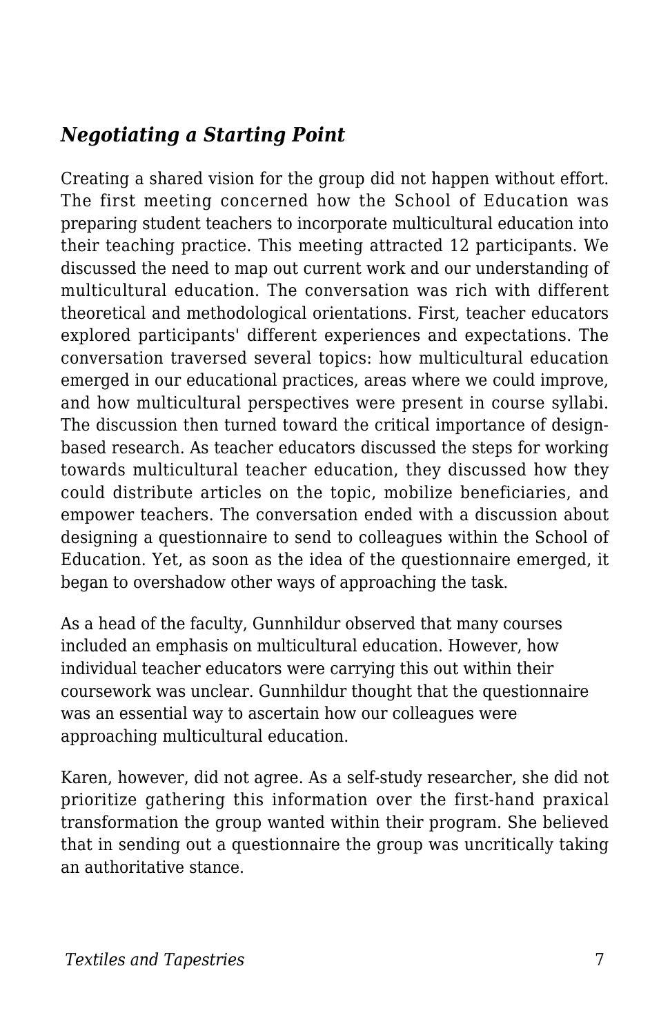### *Negotiating a Starting Point*

Creating a shared vision for the group did not happen without effort. The first meeting concerned how the School of Education was preparing student teachers to incorporate multicultural education into their teaching practice. This meeting attracted 12 participants. We discussed the need to map out current work and our understanding of multicultural education. The conversation was rich with different theoretical and methodological orientations. First, teacher educators explored participants' different experiences and expectations. The conversation traversed several topics: how multicultural education emerged in our educational practices, areas where we could improve, and how multicultural perspectives were present in course syllabi. The discussion then turned toward the critical importance of design-based research. As teacher educators discussed the steps for working towards multicultural teacher education, they discussed how they could distribute articles on the topic, mobilize beneficiaries, and empower teachers. The conversation ended with a discussion about designing a questionnaire to send to colleagues within the School of Education. Yet, as soon as the idea of the questionnaire emerged, it began to overshadow other ways of approaching the task.

As a head of the faculty, Gunnhildur observed that many courses included an emphasis on multicultural education. However, how individual teacher educators were carrying this out within their coursework was unclear. Gunnhildur thought that the questionnaire was an essential way to ascertain how our colleagues were approaching multicultural education.

Karen, however, did not agree. As a self-study researcher, she did not prioritize gathering this information over the first-hand praxical transformation the group wanted within their program. She believed that in sending out a questionnaire the group was uncritically taking an authoritative stance.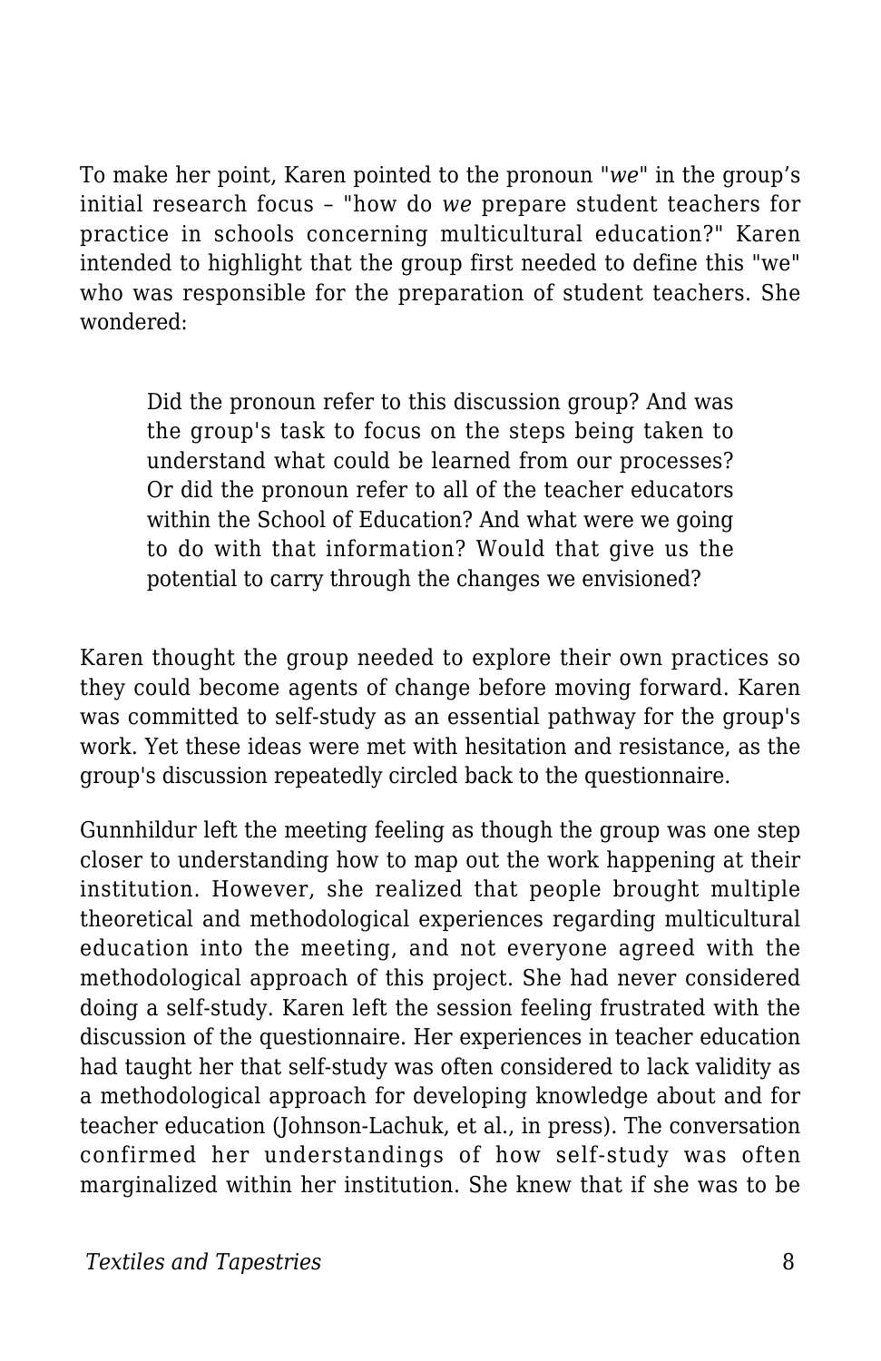To make her point, Karen pointed to the pronoun "*we*" in the group's initial research focus – "how do *we* prepare student teachers for practice in schools concerning multicultural education?" Karen intended to highlight that the group first needed to define this "we" who was responsible for the preparation of student teachers. She wondered:

> Did the pronoun refer to this discussion group? And was the group's task to focus on the steps being taken to understand what could be learned from our processes? Or did the pronoun refer to all of the teacher educators within the School of Education? And what were we going to do with that information? Would that give us the potential to carry through the changes we envisioned?

Karen thought the group needed to explore their own practices so they could become agents of change before moving forward. Karen was committed to self-study as an essential pathway for the group's work. Yet these ideas were met with hesitation and resistance, as the group's discussion repeatedly circled back to the questionnaire.

Gunnhildur left the meeting feeling as though the group was one step closer to understanding how to map out the work happening at their institution. However, she realized that people brought multiple theoretical and methodological experiences regarding multicultural education into the meeting, and not everyone agreed with the methodological approach of this project. She had never considered doing a self-study. Karen left the session feeling frustrated with the discussion of the questionnaire. Her experiences in teacher education had taught her that self-study was often considered to lack validity as a methodological approach for developing knowledge about and for teacher education (Johnson-Lachuk, et al., in press). The conversation confirmed her understandings of how self-study was often marginalized within her institution. She knew that if she was to be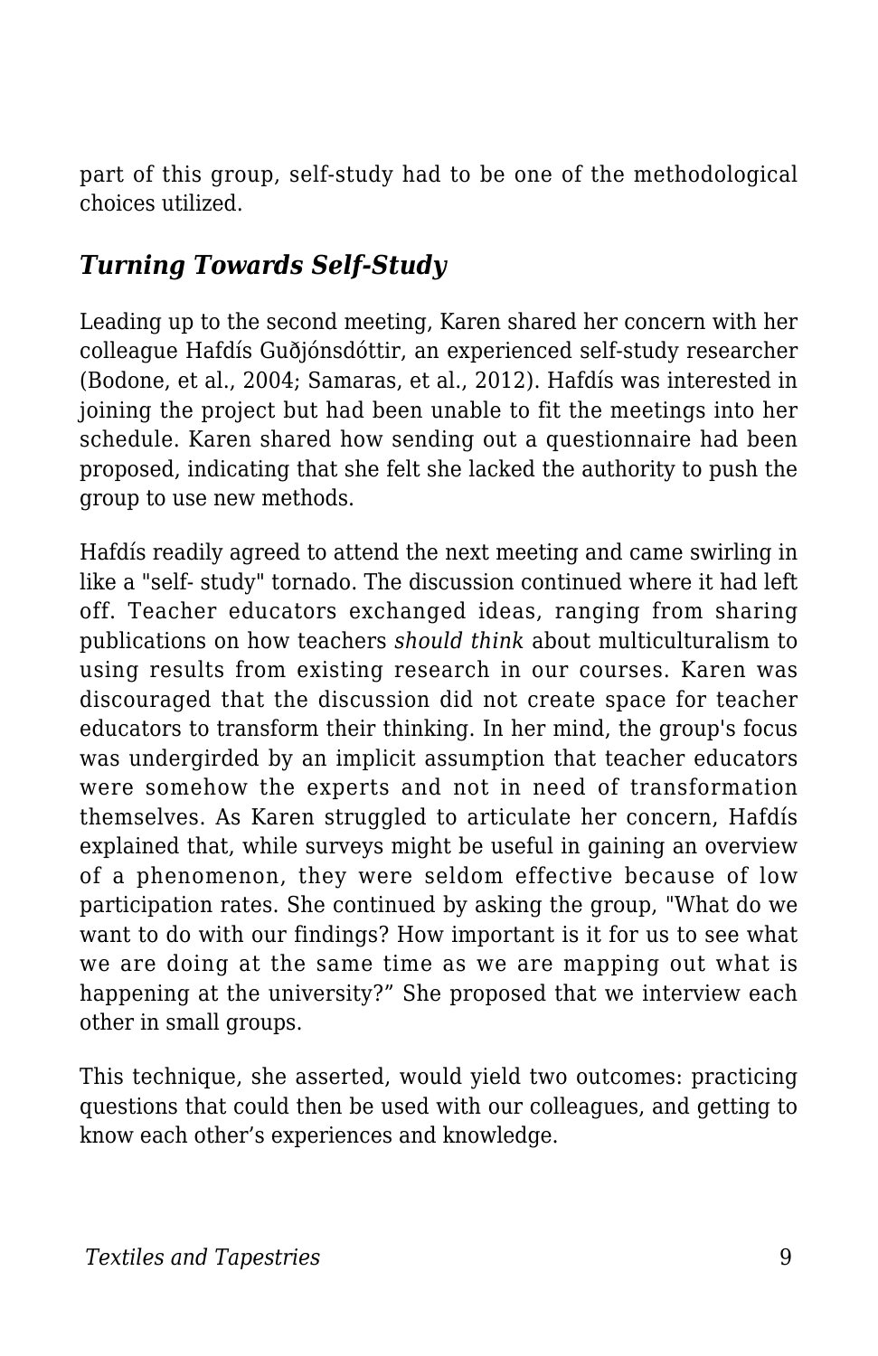part of this group, self-study had to be one of the methodological choices utilized.

### *Turning Towards Self-Study*

Leading up to the second meeting, Karen shared her concern with her colleague Hafdís Guðjónsdóttir, an experienced self-study researcher (Bodone, et al., 2004; Samaras, et al., 2012). Hafdís was interested in joining the project but had been unable to fit the meetings into her schedule. Karen shared how sending out a questionnaire had been proposed, indicating that she felt she lacked the authority to push the group to use new methods.

Hafdís readily agreed to attend the next meeting and came swirling in like a "self- study" tornado. The discussion continued where it had left off. Teacher educators exchanged ideas, ranging from sharing publications on how teachers *should think* about multiculturalism to using results from existing research in our courses. Karen was discouraged that the discussion did not create space for teacher educators to transform their thinking. In her mind, the group's focus was undergirded by an implicit assumption that teacher educators were somehow the experts and not in need of transformation themselves. As Karen struggled to articulate her concern, Hafdís explained that, while surveys might be useful in gaining an overview of a phenomenon, they were seldom effective because of low participation rates. She continued by asking the group, "What do we want to do with our findings? How important is it for us to see what we are doing at the same time as we are mapping out what is happening at the university?" She proposed that we interview each other in small groups.

This technique, she asserted, would yield two outcomes: practicing questions that could then be used with our colleagues, and getting to know each other's experiences and knowledge.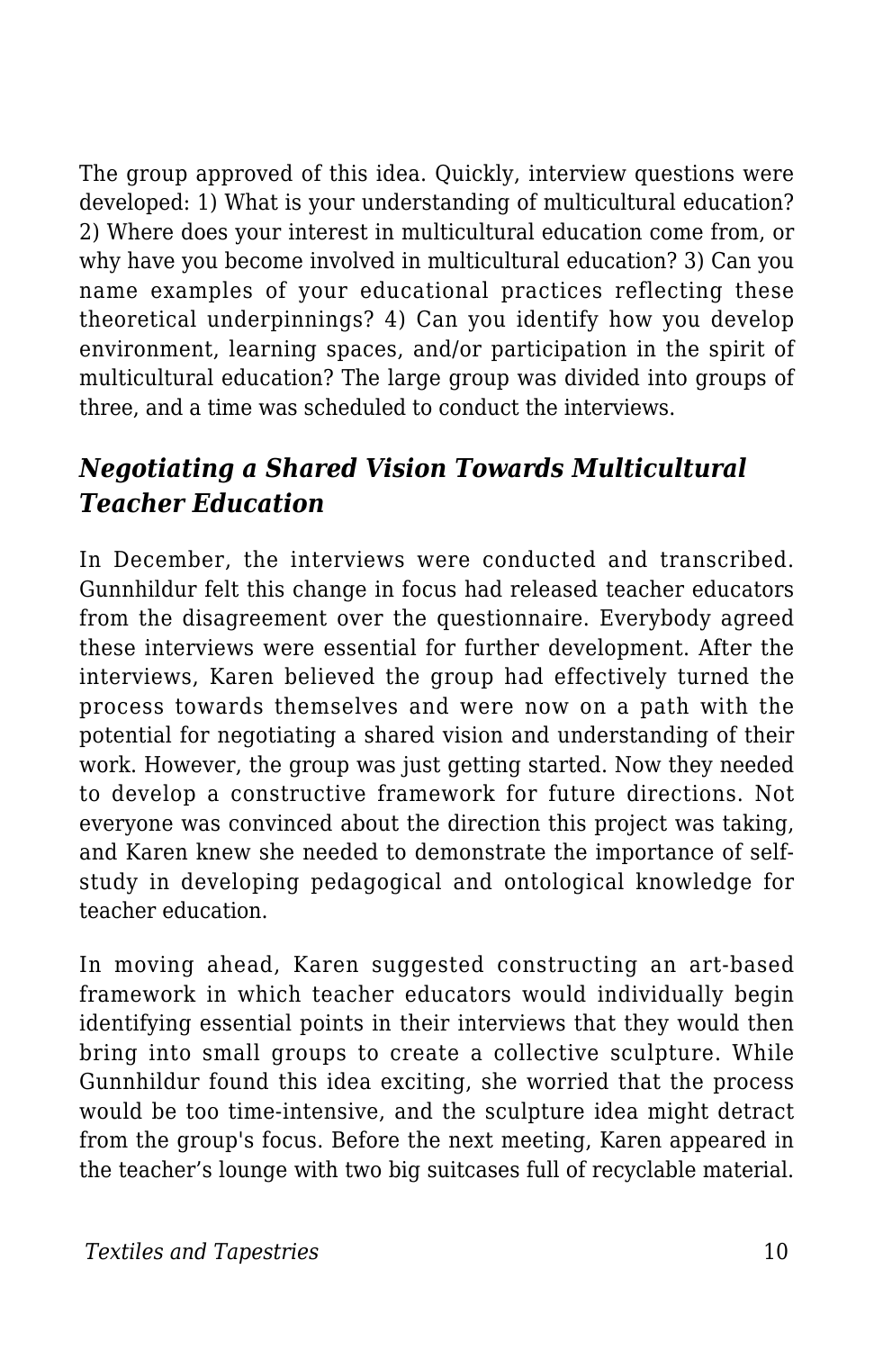The group approved of this idea. Quickly, interview questions were developed: 1) What is your understanding of multicultural education? 2) Where does your interest in multicultural education come from, or why have you become involved in multicultural education? 3) Can you name examples of your educational practices reflecting these theoretical underpinnings? 4) Can you identify how you develop environment, learning spaces, and/or participation in the spirit of multicultural education? The large group was divided into groups of three, and a time was scheduled to conduct the interviews.

### *Negotiating a Shared Vision Towards Multicultural Teacher Education*

In December, the interviews were conducted and transcribed. Gunnhildur felt this change in focus had released teacher educators from the disagreement over the questionnaire. Everybody agreed these interviews were essential for further development. After the interviews, Karen believed the group had effectively turned the process towards themselves and were now on a path with the potential for negotiating a shared vision and understanding of their work. However, the group was just getting started. Now they needed to develop a constructive framework for future directions. Not everyone was convinced about the direction this project was taking, and Karen knew she needed to demonstrate the importance of self-study in developing pedagogical and ontological knowledge for teacher education.

In moving ahead, Karen suggested constructing an art-based framework in which teacher educators would individually begin identifying essential points in their interviews that they would then bring into small groups to create a collective sculpture. While Gunnhildur found this idea exciting, she worried that the process would be too time-intensive, and the sculpture idea might detract from the group's focus. Before the next meeting, Karen appeared in the teacher's lounge with two big suitcases full of recyclable material.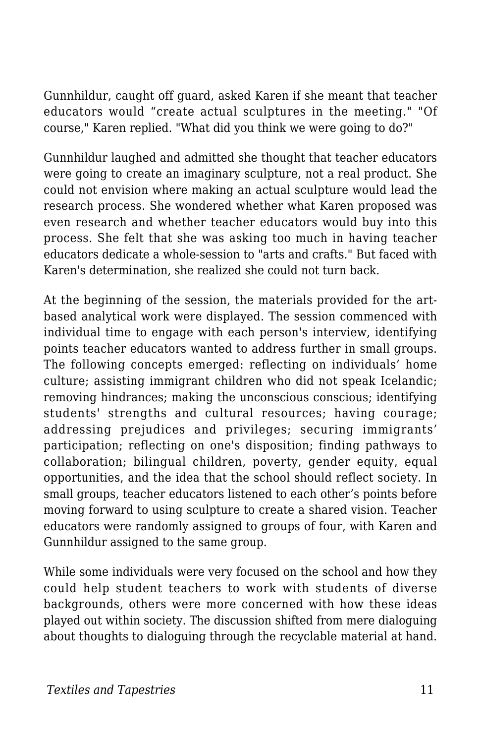Gunnhildur, caught off guard, asked Karen if she meant that teacher educators would “create actual sculptures in the meeting." "Of course," Karen replied. "What did you think we were going to do?"

Gunnhildur laughed and admitted she thought that teacher educators were going to create an imaginary sculpture, not a real product. She could not envision where making an actual sculpture would lead the research process. She wondered whether what Karen proposed was even research and whether teacher educators would buy into this process. She felt that she was asking too much in having teacher educators dedicate a whole-session to "arts and crafts." But faced with Karen's determination, she realized she could not turn back.

At the beginning of the session, the materials provided for the art-based analytical work were displayed. The session commenced with individual time to engage with each person's interview, identifying points teacher educators wanted to address further in small groups. The following concepts emerged: reflecting on individuals’ home culture; assisting immigrant children who did not speak Icelandic; removing hindrances; making the unconscious conscious; identifying students' strengths and cultural resources; having courage; addressing prejudices and privileges; securing immigrants’ participation; reflecting on one's disposition; finding pathways to collaboration; bilingual children, poverty, gender equity, equal opportunities, and the idea that the school should reflect society. In small groups, teacher educators listened to each other’s points before moving forward to using sculpture to create a shared vision. Teacher educators were randomly assigned to groups of four, with Karen and Gunnhildur assigned to the same group.

While some individuals were very focused on the school and how they could help student teachers to work with students of diverse backgrounds, others were more concerned with how these ideas played out within society. The discussion shifted from mere dialoguing about thoughts to dialoguing through the recyclable material at hand.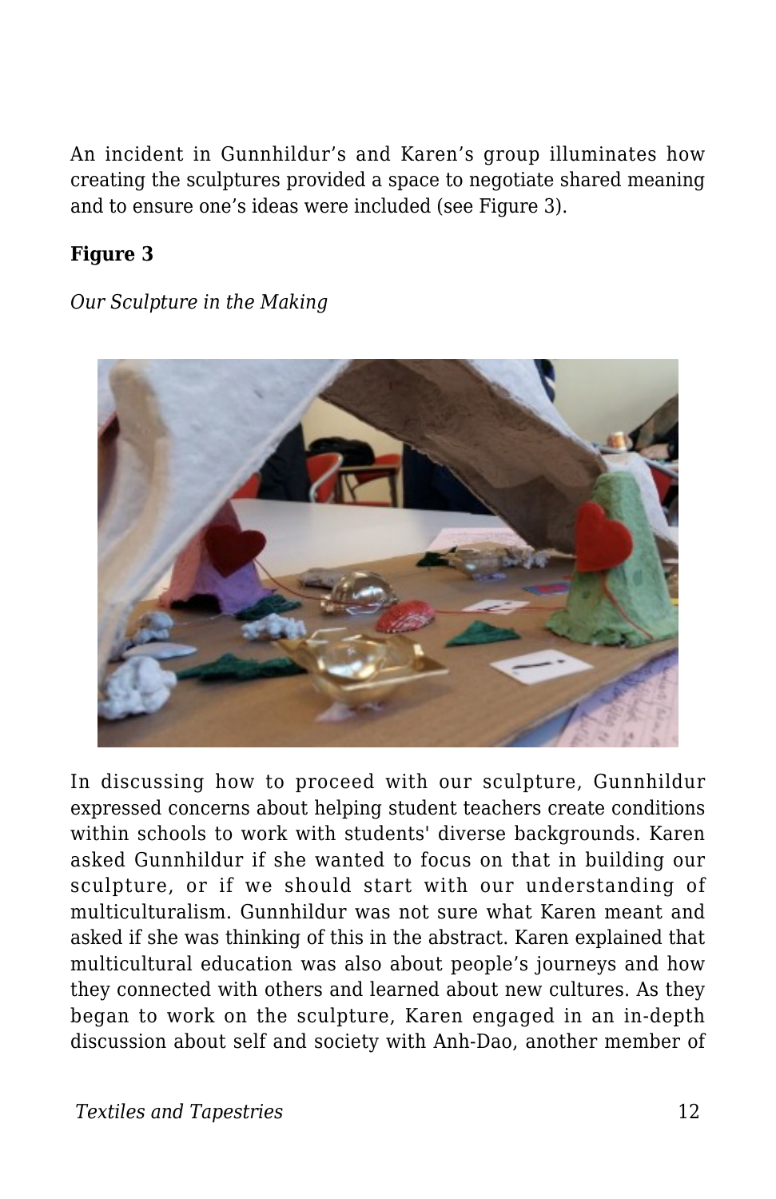An incident in Gunnhildur's and Karen's group illuminates how creating the sculptures provided a space to negotiate shared meaning and to ensure one's ideas were included (see Figure 3).

**Figure 3**

*Our Sculpture in the Making*

In discussing how to proceed with our sculpture, Gunnhildur expressed concerns about helping student teachers create conditions within schools to work with students' diverse backgrounds. Karen asked Gunnhildur if she wanted to focus on that in building our sculpture, or if we should start with our understanding of multiculturalism. Gunnhildur was not sure what Karen meant and asked if she was thinking of this in the abstract. Karen explained that multicultural education was also about people's journeys and how they connected with others and learned about new cultures. As they began to work on the sculpture, Karen engaged in an in-depth discussion about self and society with Anh-Dao, another member of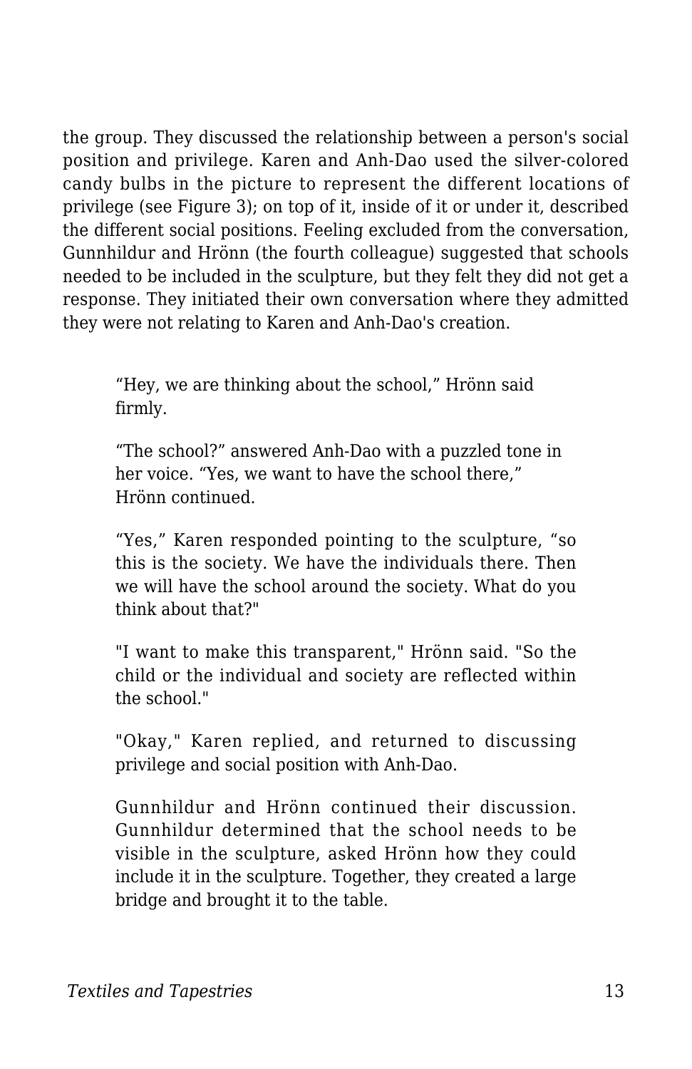the group. They discussed the relationship between a person's social position and privilege. Karen and Anh-Dao used the silver-colored candy bulbs in the picture to represent the different locations of privilege (see Figure 3); on top of it, inside of it or under it, described the different social positions. Feeling excluded from the conversation, Gunnhildur and Hrönn (the fourth colleague) suggested that schools needed to be included in the sculpture, but they felt they did not get a response. They initiated their own conversation where they admitted they were not relating to Karen and Anh-Dao's creation.

> "Hey, we are thinking about the school," Hrönn said firmly.
>
> "The school?" answered Anh-Dao with a puzzled tone in her voice. "Yes, we want to have the school there," Hrönn continued.
>
> "Yes," Karen responded pointing to the sculpture, "so this is the society. We have the individuals there. Then we will have the school around the society. What do you think about that?"
>
> "I want to make this transparent," Hrönn said. "So the child or the individual and society are reflected within the school."
>
> "Okay," Karen replied, and returned to discussing privilege and social position with Anh-Dao.
>
> Gunnhildur and Hrönn continued their discussion. Gunnhildur determined that the school needs to be visible in the sculpture, asked Hrönn how they could include it in the sculpture. Together, they created a large bridge and brought it to the table.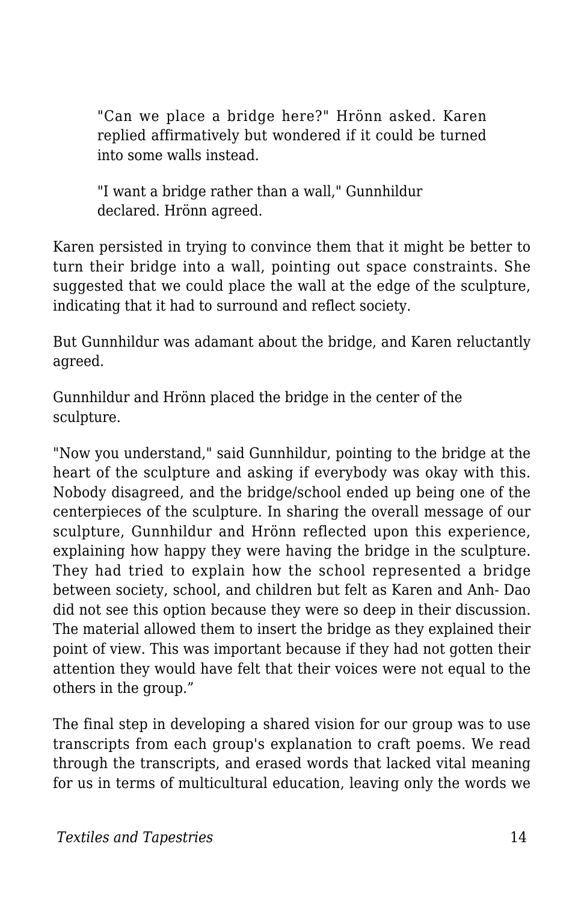> "Can we place a bridge here?" Hrönn asked. Karen replied affirmatively but wondered if it could be turned into some walls instead.
>
> "I want a bridge rather than a wall," Gunnhildur declared. Hrönn agreed.

Karen persisted in trying to convince them that it might be better to turn their bridge into a wall, pointing out space constraints. She suggested that we could place the wall at the edge of the sculpture, indicating that it had to surround and reflect society.

But Gunnhildur was adamant about the bridge, and Karen reluctantly agreed.

Gunnhildur and Hrönn placed the bridge in the center of the sculpture.

"Now you understand," said Gunnhildur, pointing to the bridge at the heart of the sculpture and asking if everybody was okay with this. Nobody disagreed, and the bridge/school ended up being one of the centerpieces of the sculpture. In sharing the overall message of our sculpture, Gunnhildur and Hrönn reflected upon this experience, explaining how happy they were having the bridge in the sculpture. They had tried to explain how the school represented a bridge between society, school, and children but felt as Karen and Anh- Dao did not see this option because they were so deep in their discussion. The material allowed them to insert the bridge as they explained their point of view. This was important because if they had not gotten their attention they would have felt that their voices were not equal to the others in the group."

The final step in developing a shared vision for our group was to use transcripts from each group's explanation to craft poems. We read through the transcripts, and erased words that lacked vital meaning for us in terms of multicultural education, leaving only the words we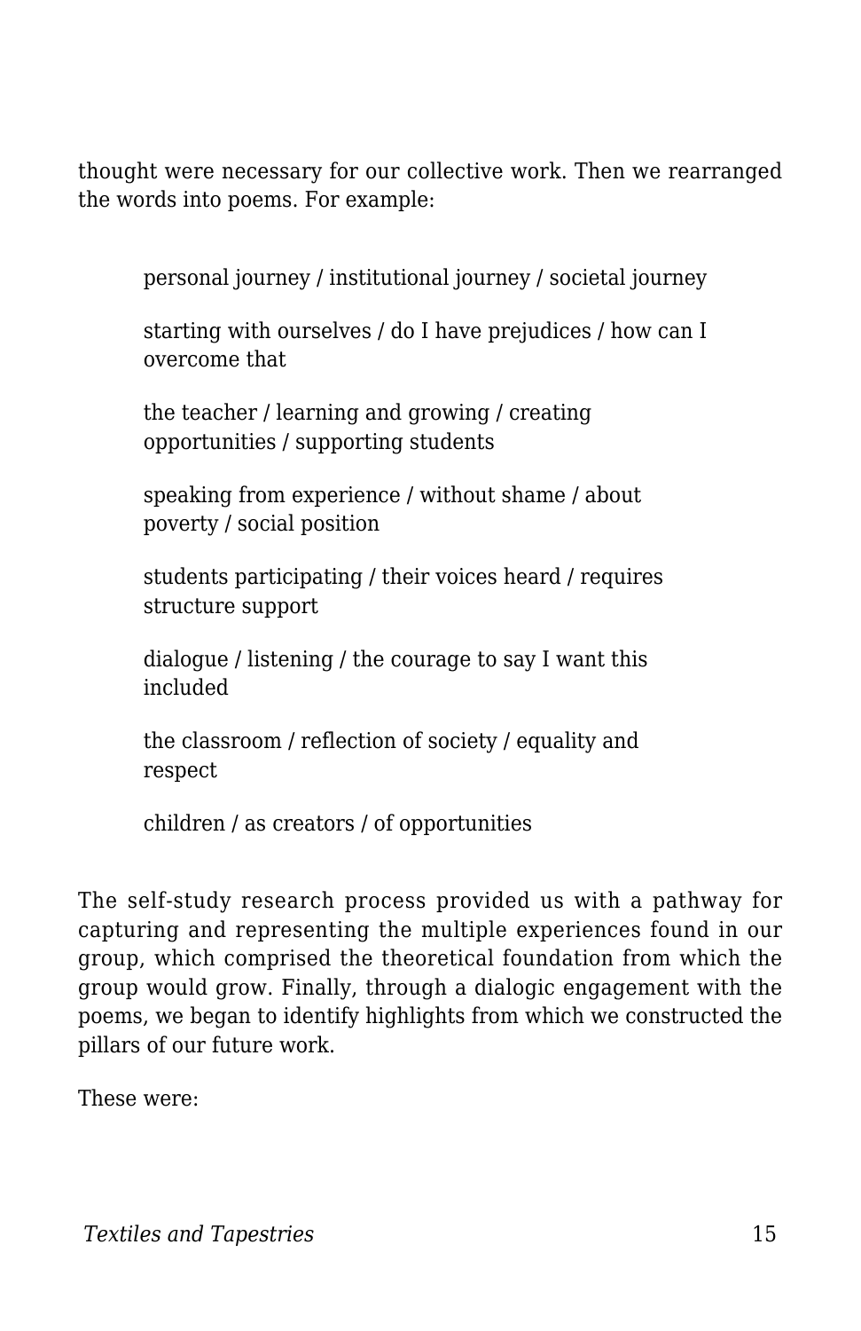thought were necessary for our collective work. Then we rearranged the words into poems. For example:

> personal journey / institutional journey / societal journey
>
> starting with ourselves / do I have prejudices / how can I overcome that
>
> the teacher / learning and growing / creating opportunities / supporting students
>
> speaking from experience / without shame / about poverty / social position
>
> students participating / their voices heard / requires structure support
>
> dialogue / listening / the courage to say I want this included
>
> the classroom / reflection of society / equality and respect
>
> children / as creators / of opportunities

The self-study research process provided us with a pathway for capturing and representing the multiple experiences found in our group, which comprised the theoretical foundation from which the group would grow. Finally, through a dialogic engagement with the poems, we began to identify highlights from which we constructed the pillars of our future work.

These were: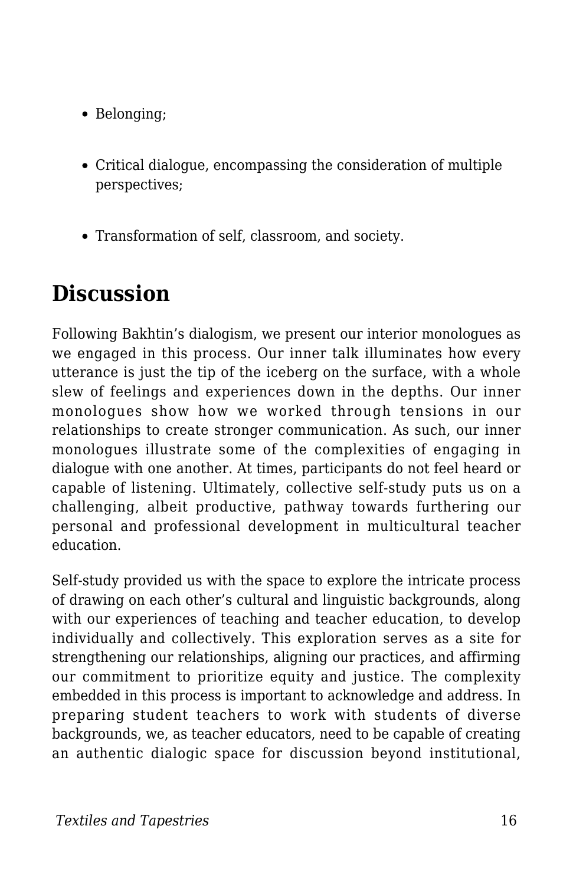- Belonging;
- Critical dialogue, encompassing the consideration of multiple perspectives;
- Transformation of self, classroom, and society.

## Discussion

Following Bakhtin's dialogism, we present our interior monologues as we engaged in this process. Our inner talk illuminates how every utterance is just the tip of the iceberg on the surface, with a whole slew of feelings and experiences down in the depths. Our inner monologues show how we worked through tensions in our relationships to create stronger communication. As such, our inner monologues illustrate some of the complexities of engaging in dialogue with one another. At times, participants do not feel heard or capable of listening. Ultimately, collective self-study puts us on a challenging, albeit productive, pathway towards furthering our personal and professional development in multicultural teacher education.

Self-study provided us with the space to explore the intricate process of drawing on each other's cultural and linguistic backgrounds, along with our experiences of teaching and teacher education, to develop individually and collectively. This exploration serves as a site for strengthening our relationships, aligning our practices, and affirming our commitment to prioritize equity and justice. The complexity embedded in this process is important to acknowledge and address. In preparing student teachers to work with students of diverse backgrounds, we, as teacher educators, need to be capable of creating an authentic dialogic space for discussion beyond institutional,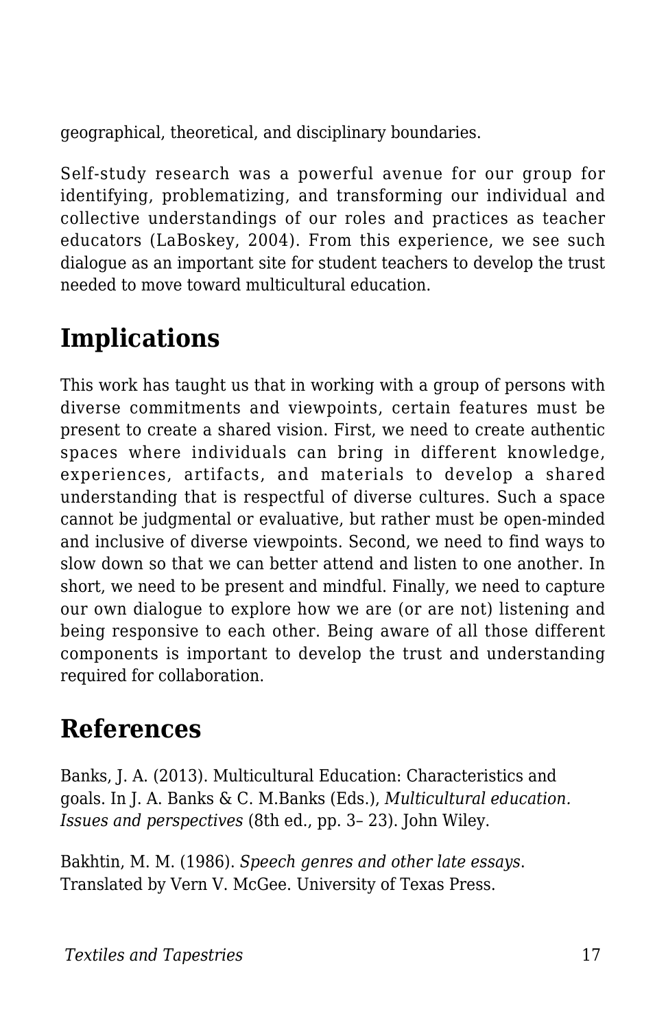geographical, theoretical, and disciplinary boundaries.

Self-study research was a powerful avenue for our group for identifying, problematizing, and transforming our individual and collective understandings of our roles and practices as teacher educators (LaBoskey, 2004). From this experience, we see such dialogue as an important site for student teachers to develop the trust needed to move toward multicultural education.

## Implications

This work has taught us that in working with a group of persons with diverse commitments and viewpoints, certain features must be present to create a shared vision. First, we need to create authentic spaces where individuals can bring in different knowledge, experiences, artifacts, and materials to develop a shared understanding that is respectful of diverse cultures. Such a space cannot be judgmental or evaluative, but rather must be open-minded and inclusive of diverse viewpoints. Second, we need to find ways to slow down so that we can better attend and listen to one another. In short, we need to be present and mindful. Finally, we need to capture our own dialogue to explore how we are (or are not) listening and being responsive to each other. Being aware of all those different components is important to develop the trust and understanding required for collaboration.

## References

Banks, J. A. (2013). Multicultural Education: Characteristics and goals. In J. A. Banks & C. M.Banks (Eds.), *Multicultural education. Issues and perspectives* (8th ed., pp. 3– 23). John Wiley.

Bakhtin, M. M. (1986). *Speech genres and other late essays*. Translated by Vern V. McGee. University of Texas Press.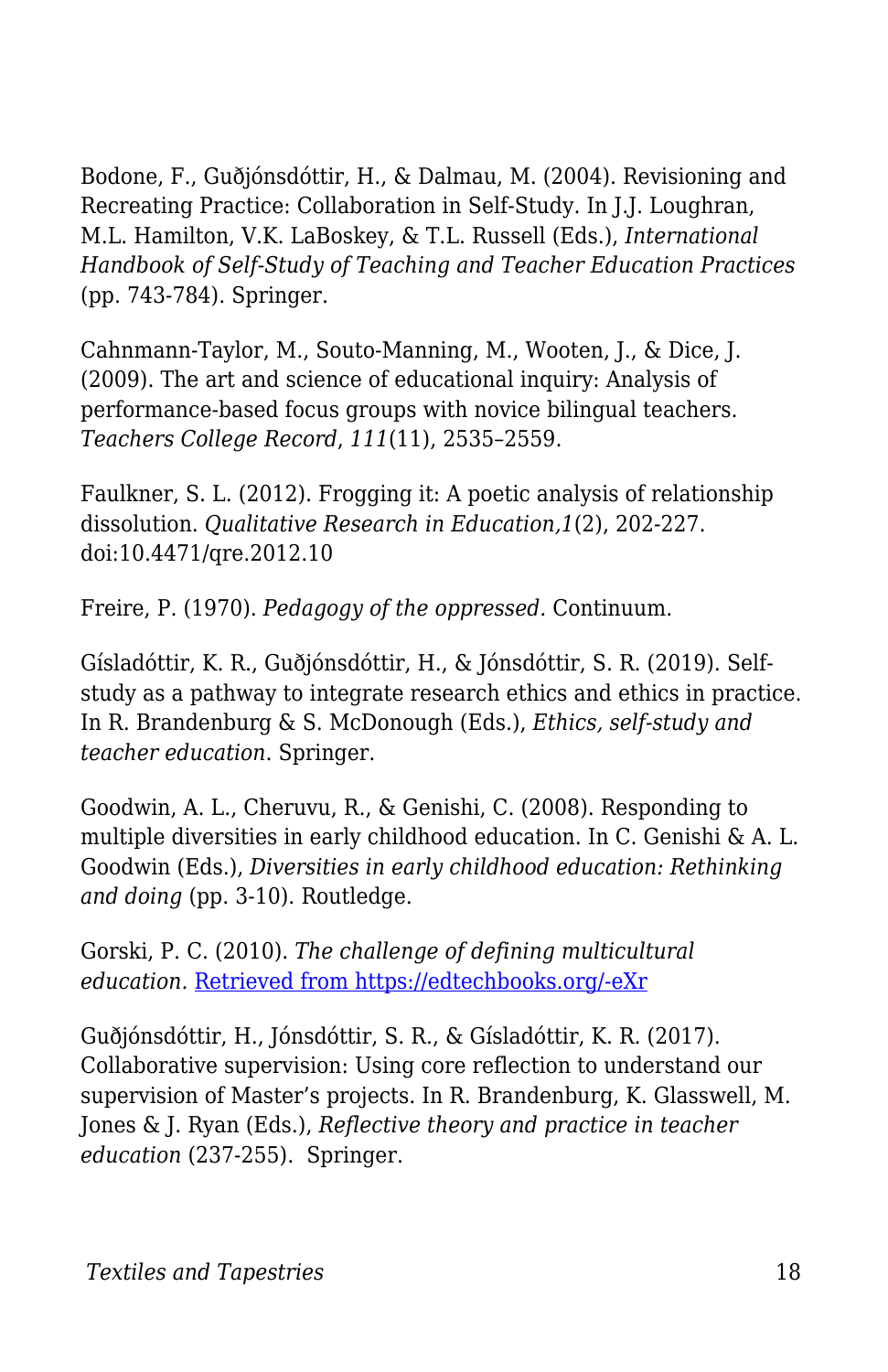Bodone, F., Guðjónsdóttir, H., & Dalmau, M. (2004). Revisioning and Recreating Practice: Collaboration in Self-Study. In J.J. Loughran, M.L. Hamilton, V.K. LaBoskey, & T.L. Russell (Eds.), *International Handbook of Self-Study of Teaching and Teacher Education Practices* (pp. 743-784). Springer.

Cahnmann-Taylor, M., Souto-Manning, M., Wooten, J., & Dice, J. (2009). The art and science of educational inquiry: Analysis of performance-based focus groups with novice bilingual teachers. *Teachers College Record*, *111*(11), 2535–2559.

Faulkner, S. L. (2012). Frogging it: A poetic analysis of relationship dissolution. *Qualitative Research in Education,1*(2), 202-227. doi:10.4471/qre.2012.10

Freire, P. (1970). *Pedagogy of the oppressed.* Continuum.

Gísladóttir, K. R., Guðjónsdóttir, H., & Jónsdóttir, S. R. (2019). Self-study as a pathway to integrate research ethics and ethics in practice. In R. Brandenburg & S. McDonough (Eds.), *Ethics, self-study and teacher education.* Springer.

Goodwin, A. L., Cheruvu, R., & Genishi, C. (2008). Responding to multiple diversities in early childhood education. In C. Genishi & A. L. Goodwin (Eds.), *Diversities in early childhood education: Rethinking and doing* (pp. 3-10). Routledge.

Gorski, P. C. (2010). *The challenge of defining multicultural education.* [Retrieved from https://edtechbooks.org/-eXr](https://edtechbooks.org/-eXr)

Guðjónsdóttir, H., Jónsdóttir, S. R., & Gísladóttir, K. R. (2017). Collaborative supervision: Using core reflection to understand our supervision of Master's projects. In R. Brandenburg, K. Glasswell, M. Jones & J. Ryan (Eds.), *Reflective theory and practice in teacher education* (237-255). Springer.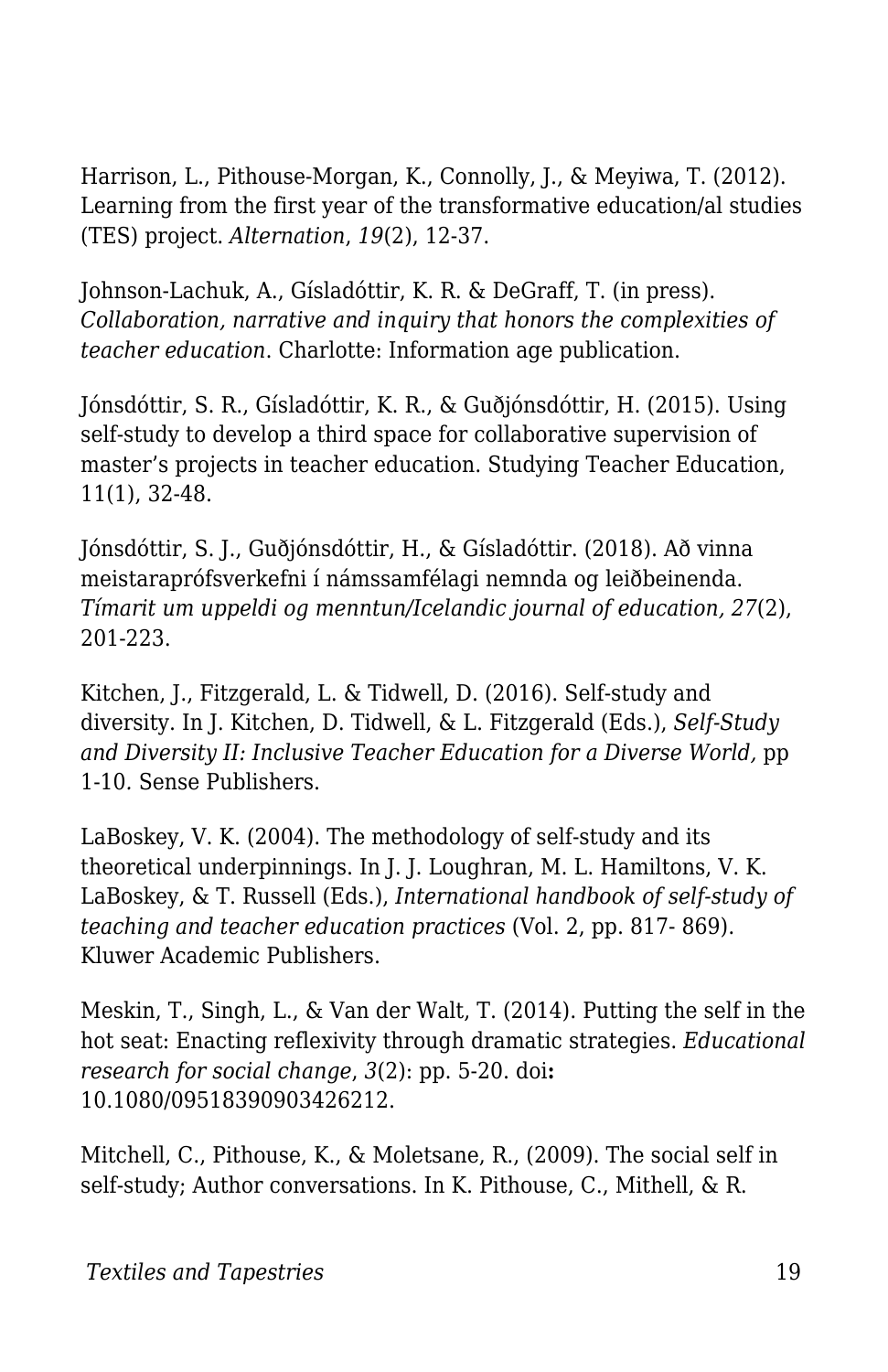Harrison, L., Pithouse-Morgan, K., Connolly, J., & Meyiwa, T. (2012). Learning from the first year of the transformative education/al studies (TES) project. *Alternation*, *19*(2), 12-37.

Johnson-Lachuk, A., Gísladóttir, K. R. & DeGraff, T. (in press). *Collaboration, narrative and inquiry that honors the complexities of teacher education*. Charlotte: Information age publication.

Jónsdóttir, S. R., Gísladóttir, K. R., & Guðjónsdóttir, H. (2015). Using self-study to develop a third space for collaborative supervision of master's projects in teacher education. Studying Teacher Education, 11(1), 32-48.

Jónsdóttir, S. J., Guðjónsdóttir, H., & Gísladóttir. (2018). Að vinna meistaraprófsverkefni í námssamfélagi nemnda og leiðbeinenda. *Tímarit um uppeldi og menntun/Icelandic journal of education, 27*(2), 201-223.

Kitchen, J., Fitzgerald, L. & Tidwell, D. (2016). Self-study and diversity. In J. Kitchen, D. Tidwell, & L. Fitzgerald (Eds.), *Self-Study and Diversity II: Inclusive Teacher Education for a Diverse World,* pp 1-10. Sense Publishers.

LaBoskey, V. K. (2004). The methodology of self-study and its theoretical underpinnings. In J. J. Loughran, M. L. Hamiltons, V. K. LaBoskey, & T. Russell (Eds.), *International handbook of self-study of teaching and teacher education practices* (Vol. 2, pp. 817- 869). Kluwer Academic Publishers.

Meskin, T., Singh, L., & Van der Walt, T. (2014). Putting the self in the hot seat: Enacting reflexivity through dramatic strategies. *Educational research for social change*, *3*(2): pp. 5-20. doi**:** 10.1080/09518390903426212.

Mitchell, C., Pithouse, K., & Moletsane, R., (2009). The social self in self-study; Author conversations. In K. Pithouse, C., Mithell, & R.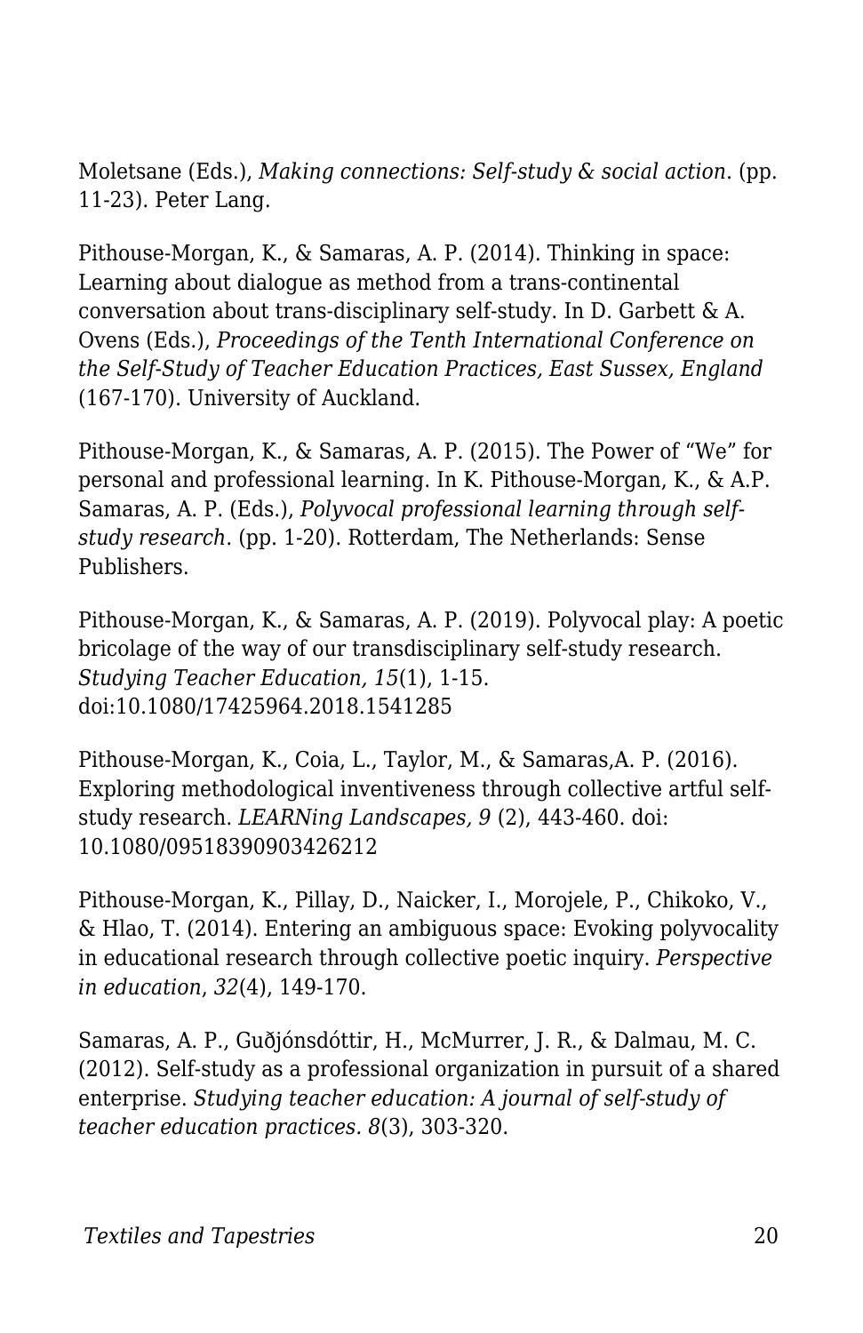Moletsane (Eds.), *Making connections: Self-study & social action*. (pp. 11-23). Peter Lang.

Pithouse-Morgan, K., & Samaras, A. P. (2014). Thinking in space: Learning about dialogue as method from a trans-continental conversation about trans-disciplinary self-study. In D. Garbett & A. Ovens (Eds.), *Proceedings of the Tenth International Conference on the Self-Study of Teacher Education Practices, East Sussex, England* (167-170). University of Auckland.

Pithouse-Morgan, K., & Samaras, A. P. (2015). The Power of "We" for personal and professional learning. In K. Pithouse-Morgan, K., & A.P. Samaras, A. P. (Eds.), *Polyvocal professional learning through self-study research*. (pp. 1-20). Rotterdam, The Netherlands: Sense Publishers.

Pithouse-Morgan, K., & Samaras, A. P. (2019). Polyvocal play: A poetic bricolage of the way of our transdisciplinary self-study research. *Studying Teacher Education, 15*(1), 1-15. doi:10.1080/17425964.2018.1541285

Pithouse-Morgan, K., Coia, L., Taylor, M., & Samaras,A. P. (2016). Exploring methodological inventiveness through collective artful self-study research. *LEARNing Landscapes, 9* (2), 443-460. doi: 10.1080/09518390903426212

Pithouse-Morgan, K., Pillay, D., Naicker, I., Morojele, P., Chikoko, V., & Hlao, T. (2014). Entering an ambiguous space: Evoking polyvocality in educational research through collective poetic inquiry. *Perspective in education*, *32*(4), 149-170.

Samaras, A. P., Guðjónsdóttir, H., McMurrer, J. R., & Dalmau, M. C. (2012). Self-study as a professional organization in pursuit of a shared enterprise. *Studying teacher education: A journal of self-study of teacher education practices. 8*(3), 303-320.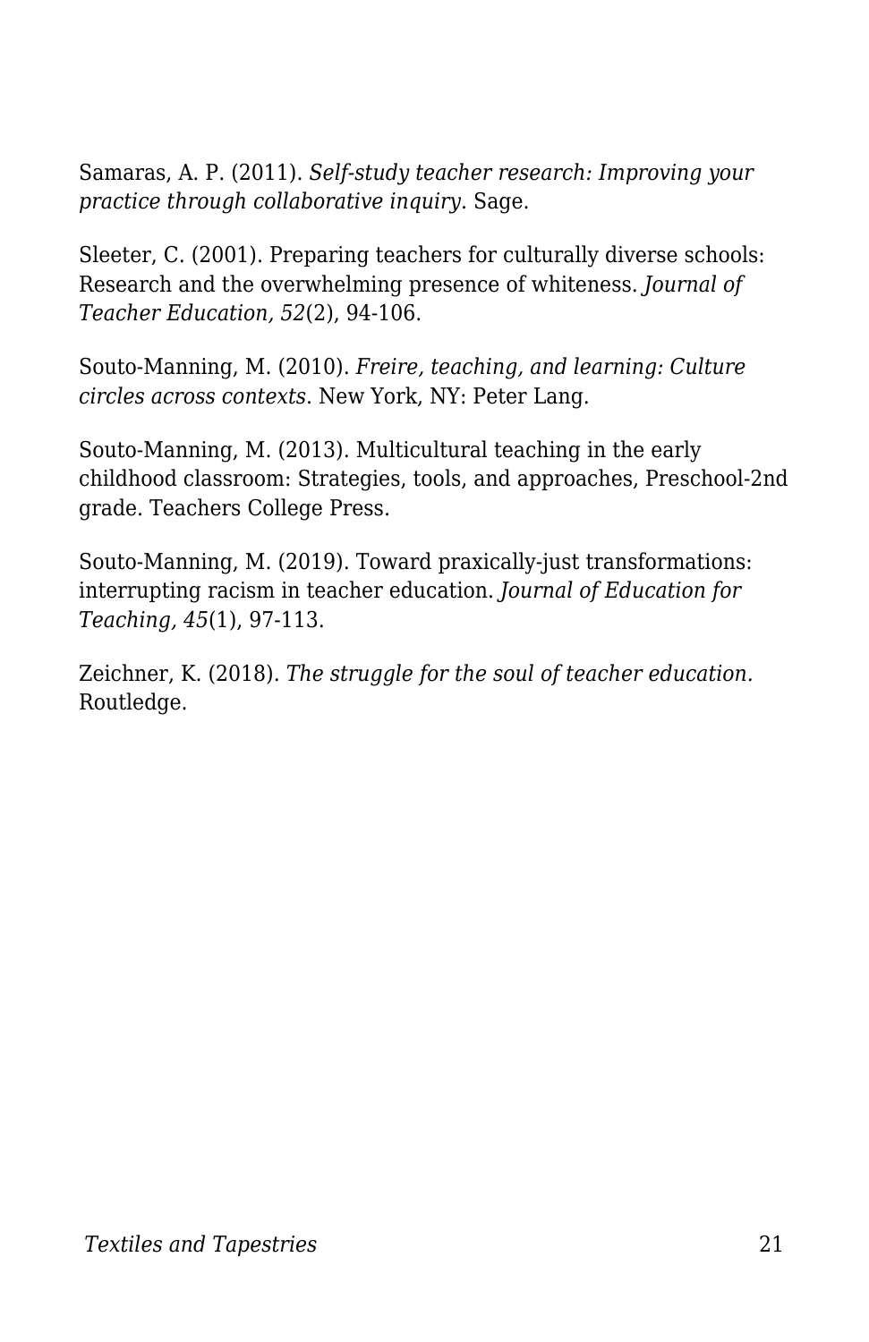Samaras, A. P. (2011). *Self-study teacher research: Improving your practice through collaborative inquiry*. Sage.

Sleeter, C. (2001). Preparing teachers for culturally diverse schools: Research and the overwhelming presence of whiteness. *Journal of Teacher Education, 52*(2), 94-106.

Souto-Manning, M. (2010). *Freire, teaching, and learning: Culture circles across contexts*. New York, NY: Peter Lang.

Souto-Manning, M. (2013). Multicultural teaching in the early childhood classroom: Strategies, tools, and approaches, Preschool-2nd grade. Teachers College Press.

Souto-Manning, M. (2019). Toward praxically-just transformations: interrupting racism in teacher education. *Journal of Education for Teaching, 45*(1), 97-113.

Zeichner, K. (2018). *The struggle for the soul of teacher education.* Routledge.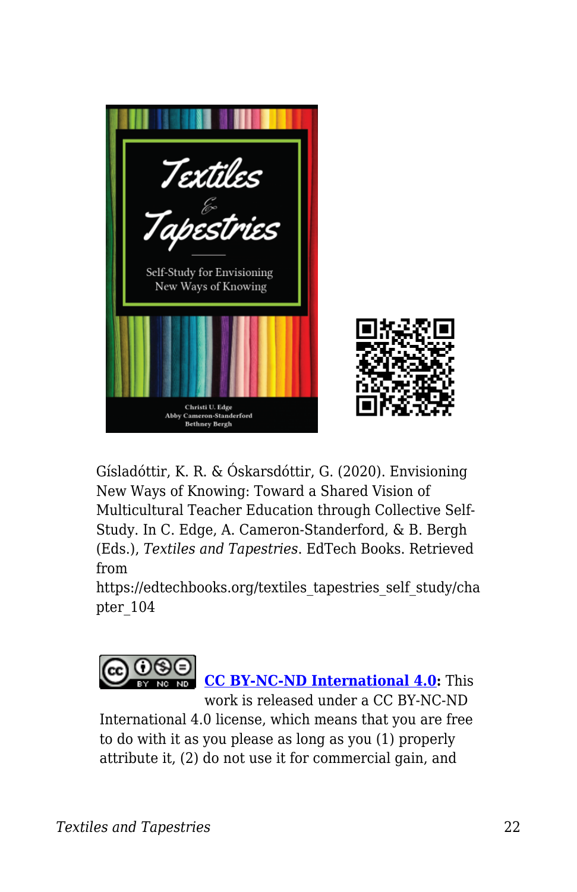Gísladóttir, K. R. & Óskarsdóttir, G. (2020). Envisioning New Ways of Knowing: Toward a Shared Vision of Multicultural Teacher Education through Collective Self-Study. In C. Edge, A. Cameron-Standerford, & B. Bergh (Eds.), *Textiles and Tapestries*. EdTech Books. Retrieved from https://edtechbooks.org/textiles_tapestries_self_study/chapter_104

**CC BY-NC-ND International 4.0:** This work is released under a CC BY-NC-ND International 4.0 license, which means that you are free to do with it as you please as long as you (1) properly attribute it, (2) do not use it for commercial gain, and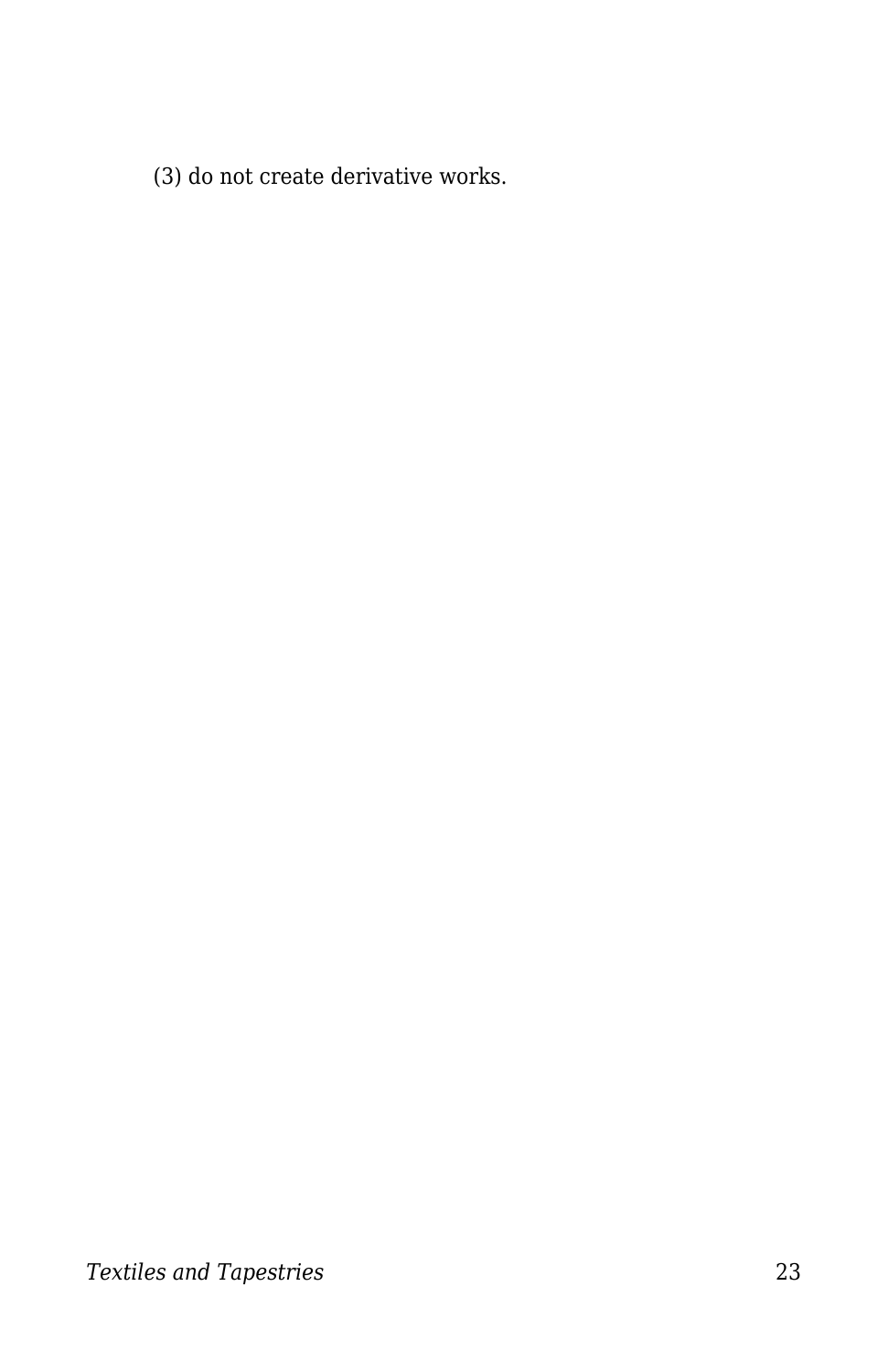(3) do not create derivative works.